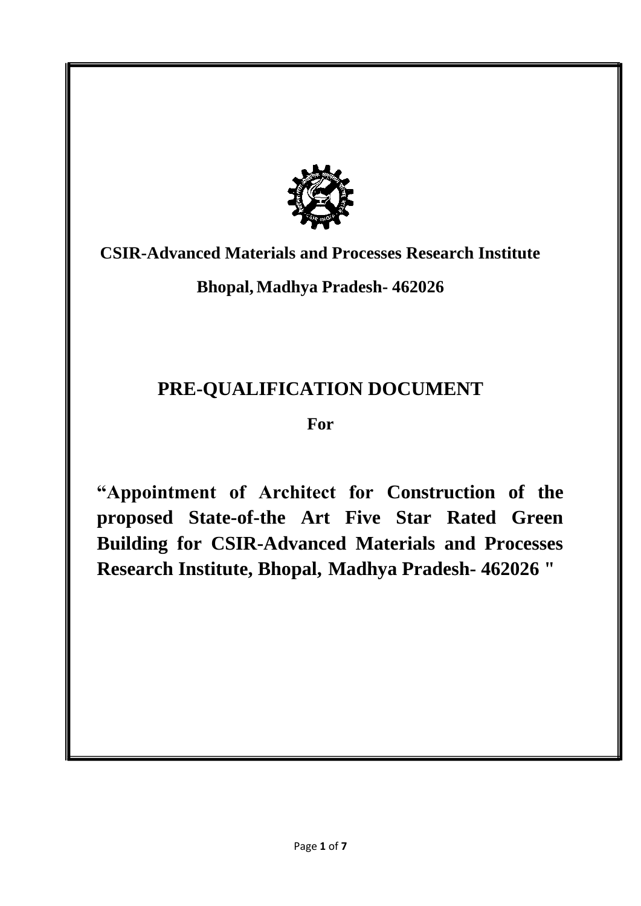**CSIR-Advanced Materials and Processes Research Institute**

**Bhopal, Madhya Pradesh- 462026**

# PRE-QUALIFICATION DOCUMENT

**For**

**"Appointment of Architect for Construction of the proposed State-of-the Art Five Star Rated Green Building for CSIR-Advanced Materials and Processes Research Institute, Bhopal, Madhya Pradesh- 462026 "**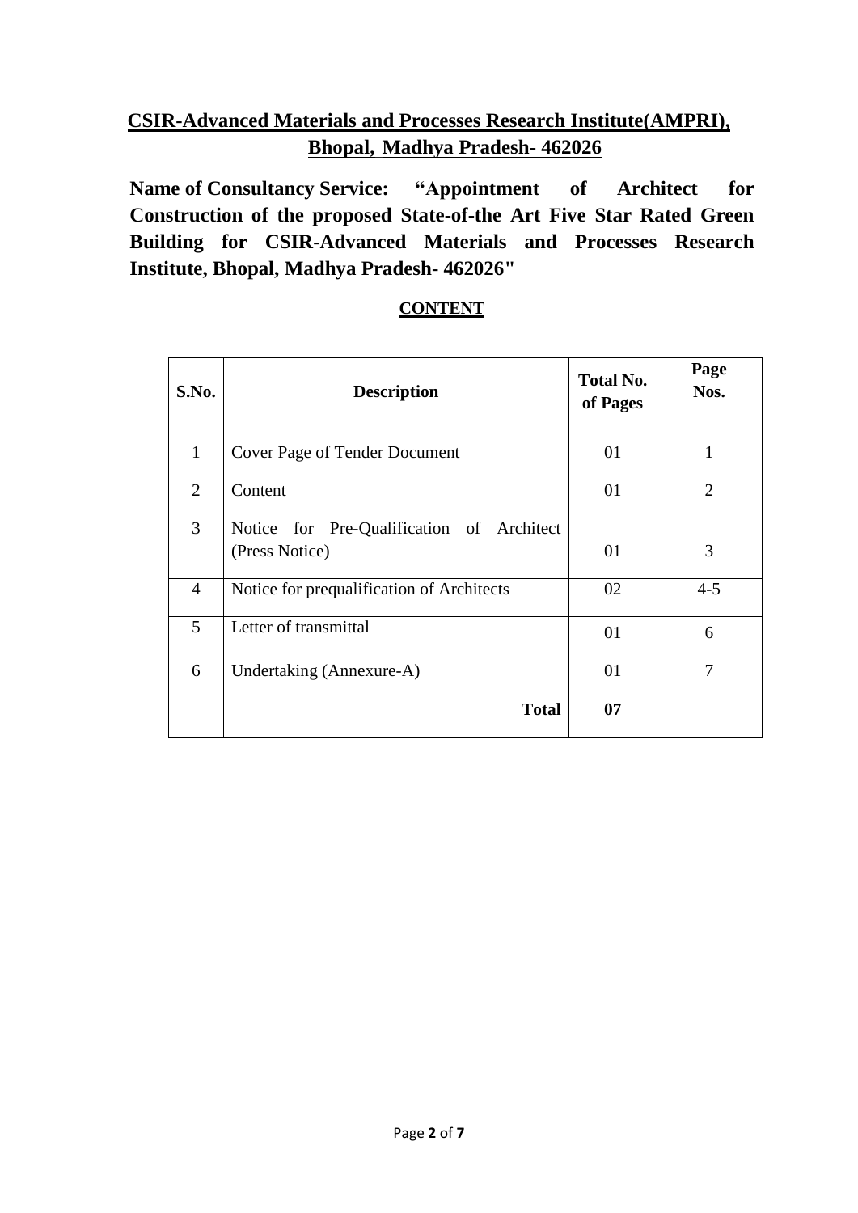## CSIR-Advanced Materials and Processes Research Institute(AMPRI), Bhopal, Madhya Pradesh- 462026

**Name of Consultancy Service: "Appointment of Architect for Construction of the proposed State-of-the Art Five Star Rated Green Building for CSIR-Advanced Materials and Processes Research Institute, Bhopal, Madhya Pradesh- 462026"**

### CONTENT

| S.No. | Description | Total No. of Pages | Page Nos. |
|---|---|---|---|
| 1 | Cover Page of Tender Document | 01 | 1 |
| 2 | Content | 01 | 2 |
| 3 | Notice for Pre-Qualification of Architect (Press Notice) | 01 | 3 |
| 4 | Notice for prequalification of Architects | 02 | 4-5 |
| 5 | Letter of transmittal | 01 | 6 |
| 6 | Undertaking (Annexure-A) | 01 | 7 |
| | **Total** | **07** | |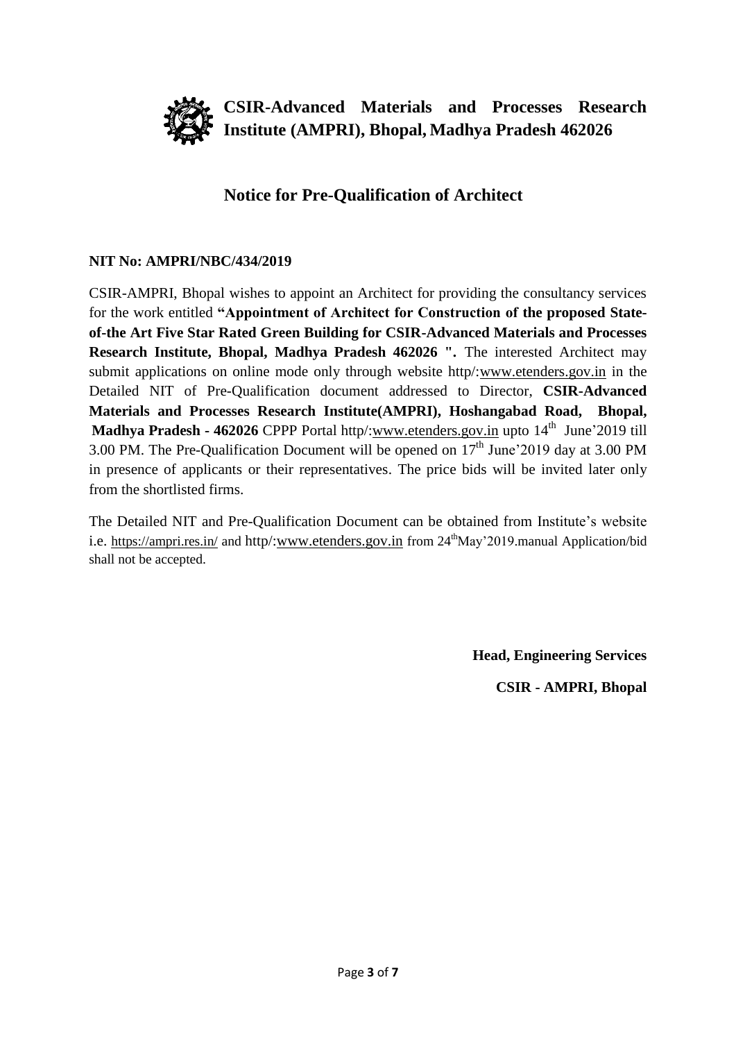# CSIR-Advanced Materials and Processes Research Institute (AMPRI), Bhopal, Madhya Pradesh 462026

## Notice for Pre-Qualification of Architect

**NIT No: AMPRI/NBC/434/2019**

CSIR-AMPRI, Bhopal wishes to appoint an Architect for providing the consultancy services for the work entitled **"Appointment of Architect for Construction of the proposed State-of-the Art Five Star Rated Green Building for CSIR-Advanced Materials and Processes Research Institute, Bhopal, Madhya Pradesh 462026 ".** The interested Architect may submit applications on online mode only through website http/:www.etenders.gov.in in the Detailed NIT of Pre-Qualification document addressed to Director, **CSIR-Advanced Materials and Processes Research Institute(AMPRI), Hoshangabad Road, Bhopal, Madhya Pradesh - 462026** CPPP Portal http/:www.etenders.gov.in upto 14th June'2019 till 3.00 PM. The Pre-Qualification Document will be opened on 17th June'2019 day at 3.00 PM in presence of applicants or their representatives. The price bids will be invited later only from the shortlisted firms.

The Detailed NIT and Pre-Qualification Document can be obtained from Institute's website i.e. https://ampri.res.in/ and http/:www.etenders.gov.in from 24thMay'2019.manual Application/bid shall not be accepted.

**Head, Engineering Services**

**CSIR - AMPRI, Bhopal**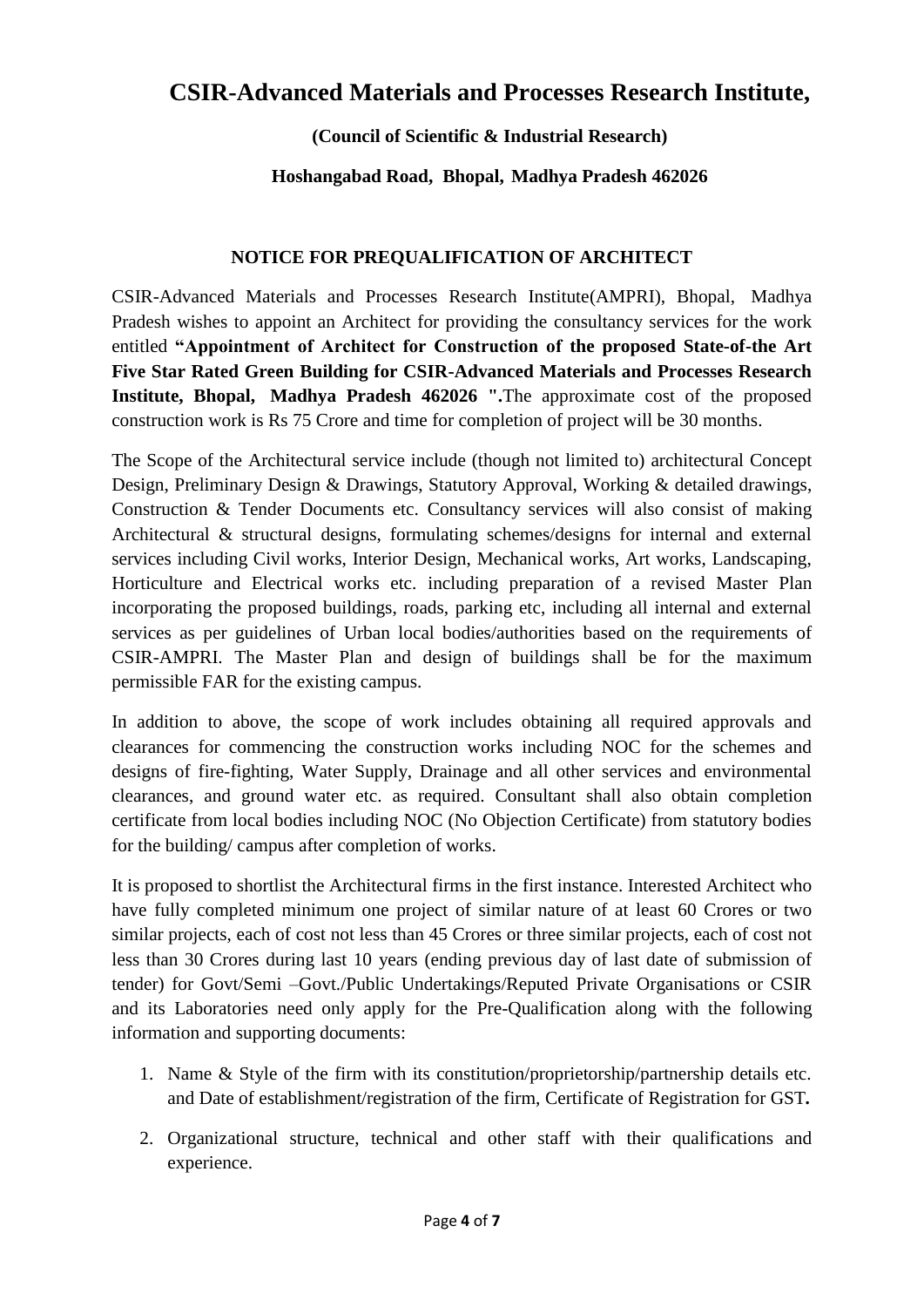# CSIR-Advanced Materials and Processes Research Institute,

**(Council of Scientific & Industrial Research)**

**Hoshangabad Road, Bhopal, Madhya Pradesh 462026**

## NOTICE FOR PREQUALIFICATION OF ARCHITECT

CSIR-Advanced Materials and Processes Research Institute(AMPRI), Bhopal, Madhya Pradesh wishes to appoint an Architect for providing the consultancy services for the work entitled **"Appointment of Architect for Construction of the proposed State-of-the Art Five Star Rated Green Building for CSIR-Advanced Materials and Processes Research Institute, Bhopal, Madhya Pradesh 462026 ".** The approximate cost of the proposed construction work is Rs 75 Crore and time for completion of project will be 30 months.

The Scope of the Architectural service include (though not limited to) architectural Concept Design, Preliminary Design & Drawings, Statutory Approval, Working & detailed drawings, Construction & Tender Documents etc. Consultancy services will also consist of making Architectural & structural designs, formulating schemes/designs for internal and external services including Civil works, Interior Design, Mechanical works, Art works, Landscaping, Horticulture and Electrical works etc. including preparation of a revised Master Plan incorporating the proposed buildings, roads, parking etc, including all internal and external services as per guidelines of Urban local bodies/authorities based on the requirements of CSIR-AMPRI. The Master Plan and design of buildings shall be for the maximum permissible FAR for the existing campus.

In addition to above, the scope of work includes obtaining all required approvals and clearances for commencing the construction works including NOC for the schemes and designs of fire-fighting, Water Supply, Drainage and all other services and environmental clearances, and ground water etc. as required. Consultant shall also obtain completion certificate from local bodies including NOC (No Objection Certificate) from statutory bodies for the building/ campus after completion of works.

It is proposed to shortlist the Architectural firms in the first instance. Interested Architect who have fully completed minimum one project of similar nature of at least 60 Crores or two similar projects, each of cost not less than 45 Crores or three similar projects, each of cost not less than 30 Crores during last 10 years (ending previous day of last date of submission of tender) for Govt/Semi –Govt./Public Undertakings/Reputed Private Organisations or CSIR and its Laboratories need only apply for the Pre-Qualification along with the following information and supporting documents:

1. Name & Style of the firm with its constitution/proprietorship/partnership details etc. and Date of establishment/registration of the firm, Certificate of Registration for GST**.**
2. Organizational structure, technical and other staff with their qualifications and experience.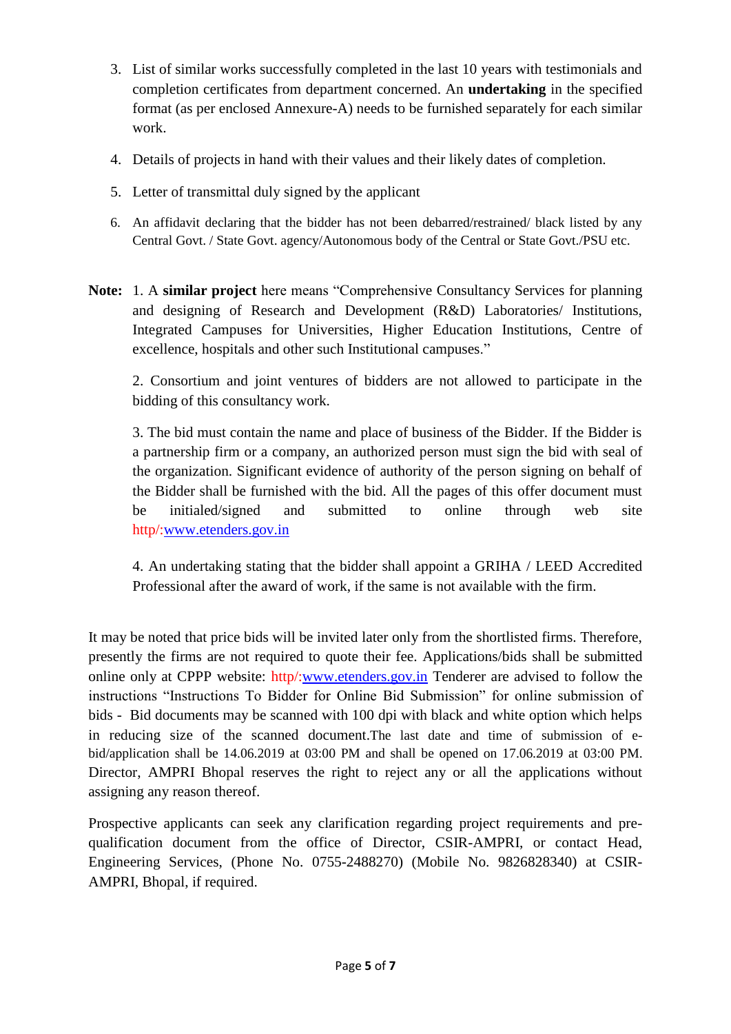3. List of similar works successfully completed in the last 10 years with testimonials and completion certificates from department concerned. An **undertaking** in the specified format (as per enclosed Annexure-A) needs to be furnished separately for each similar work.
4. Details of projects in hand with their values and their likely dates of completion.
5. Letter of transmittal duly signed by the applicant
6. An affidavit declaring that the bidder has not been debarred/restrained/ black listed by any Central Govt. / State Govt. agency/Autonomous body of the Central or State Govt./PSU etc.

**Note:** 1. A **similar project** here means "Comprehensive Consultancy Services for planning and designing of Research and Development (R&D) Laboratories/ Institutions, Integrated Campuses for Universities, Higher Education Institutions, Centre of excellence, hospitals and other such Institutional campuses."

2. Consortium and joint ventures of bidders are not allowed to participate in the bidding of this consultancy work.

3. The bid must contain the name and place of business of the Bidder. If the Bidder is a partnership firm or a company, an authorized person must sign the bid with seal of the organization. Significant evidence of authority of the person signing on behalf of the Bidder shall be furnished with the bid. All the pages of this offer document must be initialed/signed and submitted to online through web site http/:www.etenders.gov.in

4. An undertaking stating that the bidder shall appoint a GRIHA / LEED Accredited Professional after the award of work, if the same is not available with the firm.

It may be noted that price bids will be invited later only from the shortlisted firms. Therefore, presently the firms are not required to quote their fee. Applications/bids shall be submitted online only at CPPP website: http/:www.etenders.gov.in Tenderer are advised to follow the instructions "Instructions To Bidder for Online Bid Submission" for online submission of bids - Bid documents may be scanned with 100 dpi with black and white option which helps in reducing size of the scanned document.The last date and time of submission of e-bid/application shall be 14.06.2019 at 03:00 PM and shall be opened on 17.06.2019 at 03:00 PM. Director, AMPRI Bhopal reserves the right to reject any or all the applications without assigning any reason thereof.

Prospective applicants can seek any clarification regarding project requirements and pre-qualification document from the office of Director, CSIR-AMPRI, or contact Head, Engineering Services, (Phone No. 0755-2488270) (Mobile No. 9826828340) at CSIR-AMPRI, Bhopal, if required.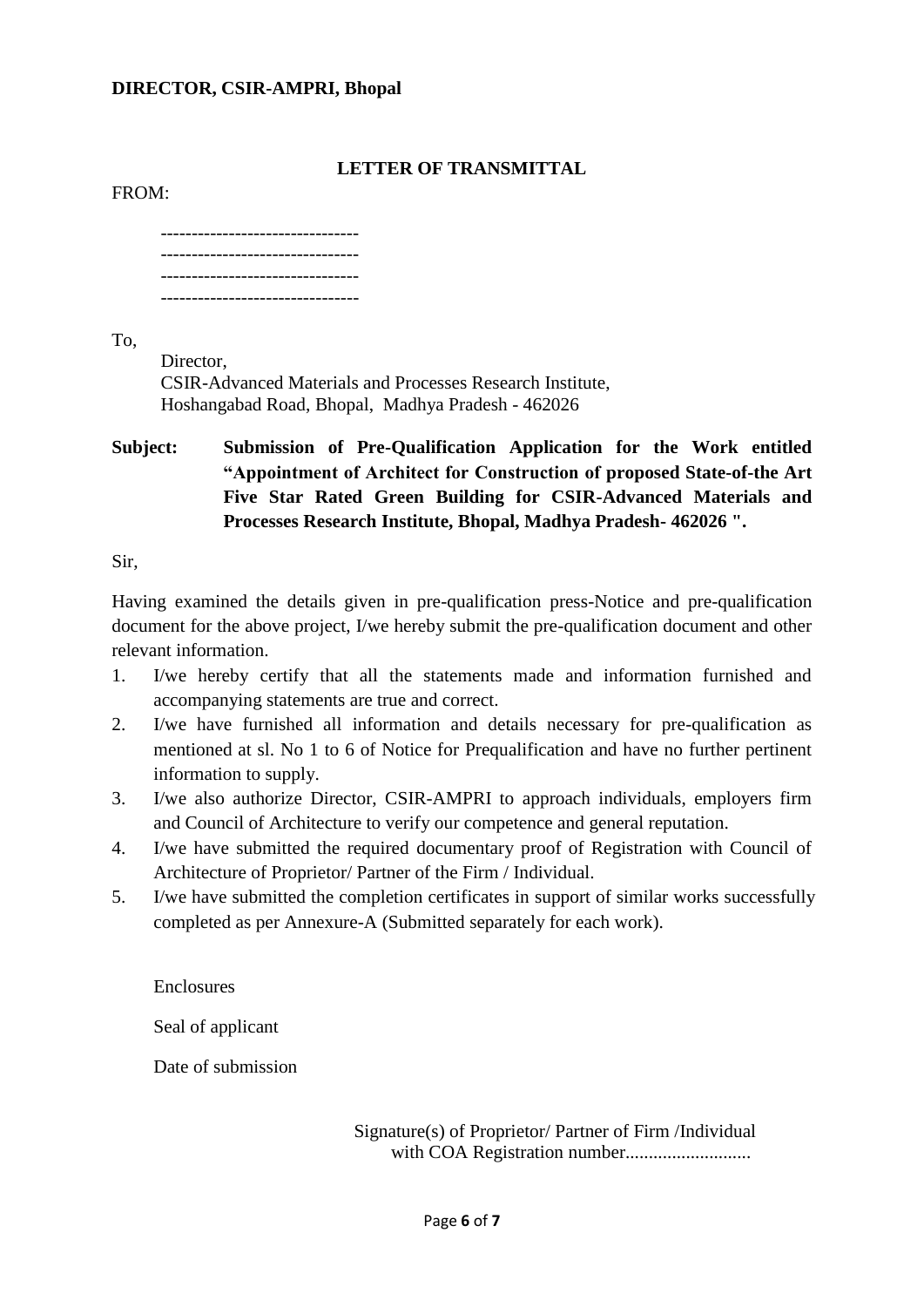**DIRECTOR, CSIR-AMPRI, Bhopal**

## LETTER OF TRANSMITTAL

FROM:

--------------------------------
--------------------------------
--------------------------------
--------------------------------

To,

Director,
CSIR-Advanced Materials and Processes Research Institute,
Hoshangabad Road, Bhopal, Madhya Pradesh - 462026

**Subject: Submission of Pre-Qualification Application for the Work entitled "Appointment of Architect for Construction of proposed State-of-the Art Five Star Rated Green Building for CSIR-Advanced Materials and Processes Research Institute, Bhopal, Madhya Pradesh- 462026 ".**

Sir,

Having examined the details given in pre-qualification press-Notice and pre-qualification document for the above project, I/we hereby submit the pre-qualification document and other relevant information.

1. I/we hereby certify that all the statements made and information furnished and accompanying statements are true and correct.
2. I/we have furnished all information and details necessary for pre-qualification as mentioned at sl. No 1 to 6 of Notice for Prequalification and have no further pertinent information to supply.
3. I/we also authorize Director, CSIR-AMPRI to approach individuals, employers firm and Council of Architecture to verify our competence and general reputation.
4. I/we have submitted the required documentary proof of Registration with Council of Architecture of Proprietor/ Partner of the Firm / Individual.
5. I/we have submitted the completion certificates in support of similar works successfully completed as per Annexure-A (Submitted separately for each work).

Enclosures

Seal of applicant

Date of submission

Signature(s) of Proprietor/ Partner of Firm /Individual
with COA Registration number..........................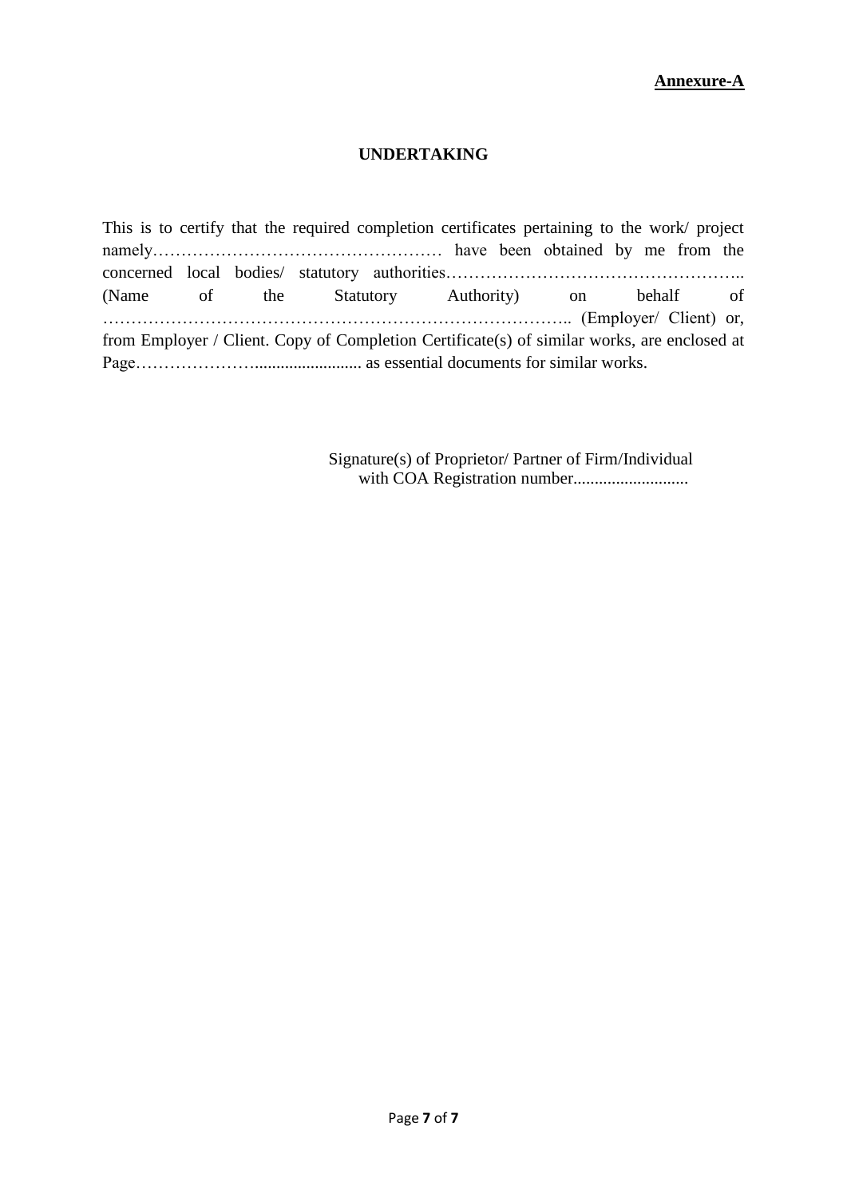**Annexure-A**

**UNDERTAKING**

This is to certify that the required completion certificates pertaining to the work/ project namely…………………………………………… have been obtained by me from the concerned local bodies/ statutory authorities…………………………………………….. (Name of the Statutory Authority) on behalf of ……………………………………………………………………….. (Employer/ Client) or, from Employer / Client. Copy of Completion Certificate(s) of similar works, are enclosed at Page…………………........................ as essential documents for similar works.

Signature(s) of Proprietor/ Partner of Firm/Individual
with COA Registration number...........................